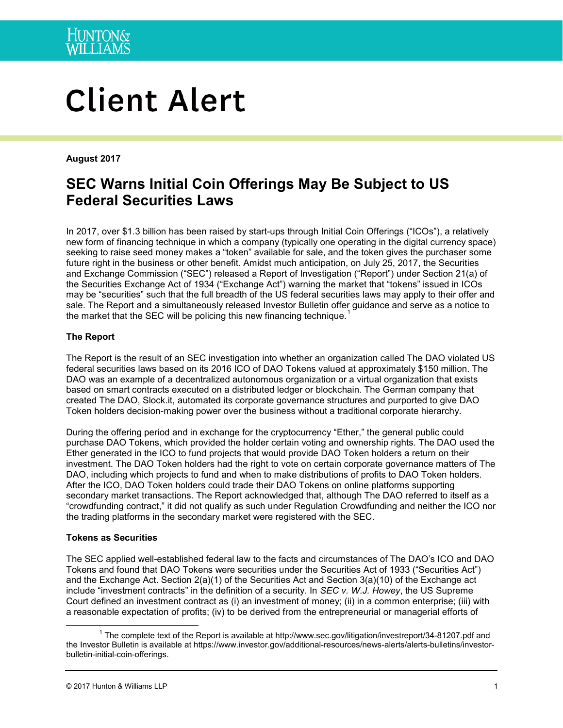# Client Alert

**August 2017**

## SEC Warns Initial Coin Offerings May Be Subject to US Federal Securities Laws

In 2017, over $1.3 billion has been raised by start-ups through Initial Coin Offerings ("ICOs"), a relatively new form of financing technique in which a company (typically one operating in the digital currency space) seeking to raise seed money makes a "token" available for sale, and the token gives the purchaser some future right in the business or other benefit. Amidst much anticipation, on July 25, 2017, the Securities and Exchange Commission ("SEC") released a Report of Investigation ("Report") under Section 21(a) of the Securities Exchange Act of 1934 ("Exchange Act") warning the market that "tokens" issued in ICOs may be "securities" such that the full breadth of the US federal securities laws may apply to their offer and sale. The Report and a simultaneously released Investor Bulletin offer guidance and serve as a notice to the market that the SEC will be policing this new financing technique.[1]

**The Report**

The Report is the result of an SEC investigation into whether an organization called The DAO violated US federal securities laws based on its 2016 ICO of DAO Tokens valued at approximately $150 million. The DAO was an example of a decentralized autonomous organization or a virtual organization that exists based on smart contracts executed on a distributed ledger or blockchain. The German company that created The DAO, Slock.it, automated its corporate governance structures and purported to give DAO Token holders decision-making power over the business without a traditional corporate hierarchy.

During the offering period and in exchange for the cryptocurrency "Ether," the general public could purchase DAO Tokens, which provided the holder certain voting and ownership rights. The DAO used the Ether generated in the ICO to fund projects that would provide DAO Token holders a return on their investment. The DAO Token holders had the right to vote on certain corporate governance matters of The DAO, including which projects to fund and when to make distributions of profits to DAO Token holders. After the ICO, DAO Token holders could trade their DAO Tokens on online platforms supporting secondary market transactions. The Report acknowledged that, although The DAO referred to itself as a "crowdfunding contract," it did not qualify as such under Regulation Crowdfunding and neither the ICO nor the trading platforms in the secondary market were registered with the SEC.

**Tokens as Securities**

The SEC applied well-established federal law to the facts and circumstances of The DAO's ICO and DAO Tokens and found that DAO Tokens were securities under the Securities Act of 1933 ("Securities Act") and the Exchange Act. Section 2(a)(1) of the Securities Act and Section 3(a)(10) of the Exchange act include "investment contracts" in the definition of a security. In *SEC v. W.J. Howey*, the US Supreme Court defined an investment contract as (i) an investment of money; (ii) in a common enterprise; (iii) with a reasonable expectation of profits; (iv) to be derived from the entrepreneurial or managerial efforts of

---

[1] The complete text of the Report is available at http://www.sec.gov/litigation/investreport/34-81207.pdf and the Investor Bulletin is available at https://www.investor.gov/additional-resources/news-alerts/alerts-bulletins/investor-bulletin-initial-coin-offerings.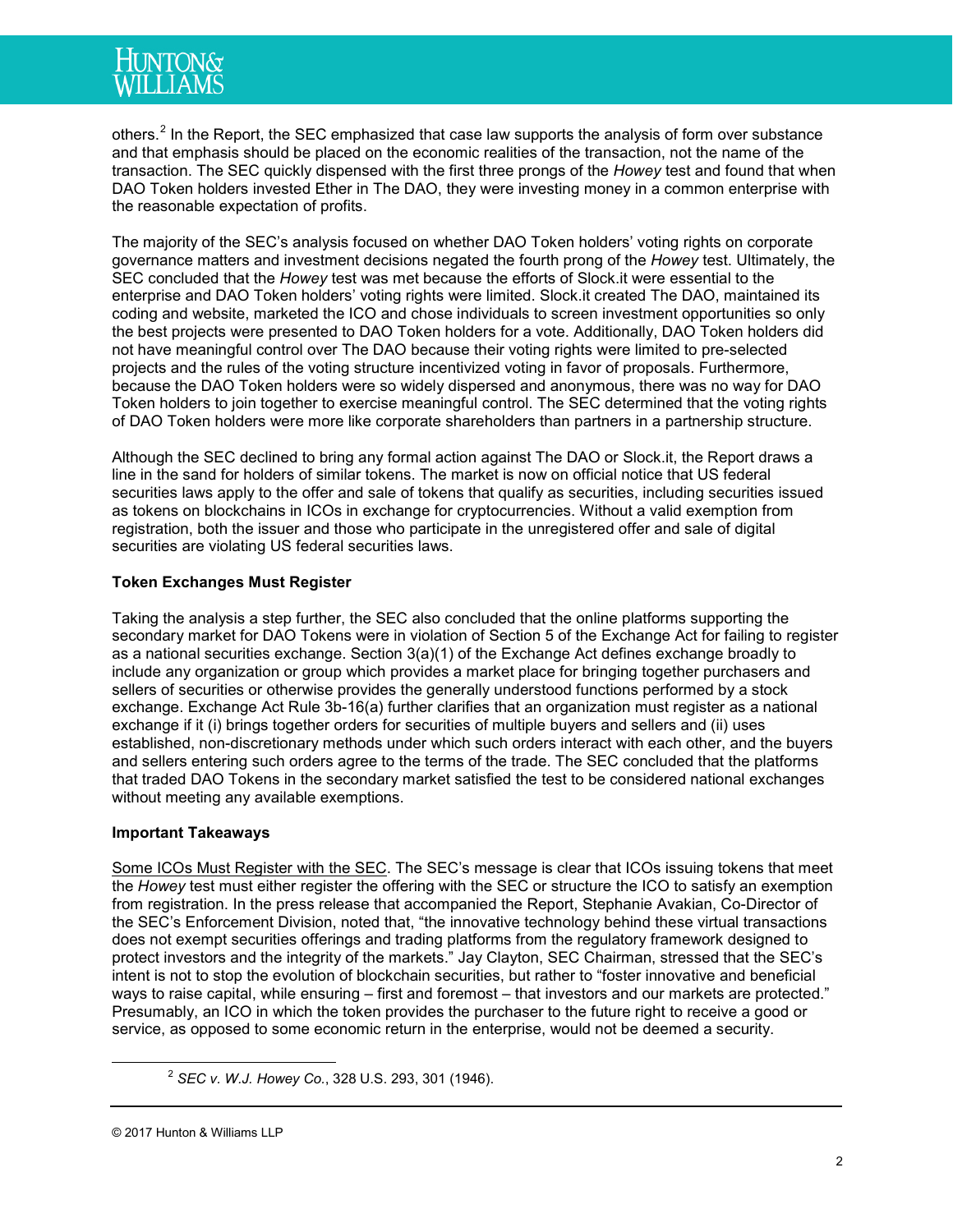others.[2] In the Report, the SEC emphasized that case law supports the analysis of form over substance and that emphasis should be placed on the economic realities of the transaction, not the name of the transaction. The SEC quickly dispensed with the first three prongs of the *Howey* test and found that when DAO Token holders invested Ether in The DAO, they were investing money in a common enterprise with the reasonable expectation of profits.

The majority of the SEC's analysis focused on whether DAO Token holders' voting rights on corporate governance matters and investment decisions negated the fourth prong of the *Howey* test. Ultimately, the SEC concluded that the *Howey* test was met because the efforts of Slock.it were essential to the enterprise and DAO Token holders' voting rights were limited. Slock.it created The DAO, maintained its coding and website, marketed the ICO and chose individuals to screen investment opportunities so only the best projects were presented to DAO Token holders for a vote. Additionally, DAO Token holders did not have meaningful control over The DAO because their voting rights were limited to pre-selected projects and the rules of the voting structure incentivized voting in favor of proposals. Furthermore, because the DAO Token holders were so widely dispersed and anonymous, there was no way for DAO Token holders to join together to exercise meaningful control. The SEC determined that the voting rights of DAO Token holders were more like corporate shareholders than partners in a partnership structure.

Although the SEC declined to bring any formal action against The DAO or Slock.it, the Report draws a line in the sand for holders of similar tokens. The market is now on official notice that US federal securities laws apply to the offer and sale of tokens that qualify as securities, including securities issued as tokens on blockchains in ICOs in exchange for cryptocurrencies. Without a valid exemption from registration, both the issuer and those who participate in the unregistered offer and sale of digital securities are violating US federal securities laws.

**Token Exchanges Must Register**

Taking the analysis a step further, the SEC also concluded that the online platforms supporting the secondary market for DAO Tokens were in violation of Section 5 of the Exchange Act for failing to register as a national securities exchange. Section 3(a)(1) of the Exchange Act defines exchange broadly to include any organization or group which provides a market place for bringing together purchasers and sellers of securities or otherwise provides the generally understood functions performed by a stock exchange. Exchange Act Rule 3b-16(a) further clarifies that an organization must register as a national exchange if it (i) brings together orders for securities of multiple buyers and sellers and (ii) uses established, non-discretionary methods under which such orders interact with each other, and the buyers and sellers entering such orders agree to the terms of the trade. The SEC concluded that the platforms that traded DAO Tokens in the secondary market satisfied the test to be considered national exchanges without meeting any available exemptions.

**Important Takeaways**

Some ICOs Must Register with the SEC. The SEC's message is clear that ICOs issuing tokens that meet the *Howey* test must either register the offering with the SEC or structure the ICO to satisfy an exemption from registration. In the press release that accompanied the Report, Stephanie Avakian, Co-Director of the SEC's Enforcement Division, noted that, "the innovative technology behind these virtual transactions does not exempt securities offerings and trading platforms from the regulatory framework designed to protect investors and the integrity of the markets." Jay Clayton, SEC Chairman, stressed that the SEC's intent is not to stop the evolution of blockchain securities, but rather to "foster innovative and beneficial ways to raise capital, while ensuring – first and foremost – that investors and our markets are protected." Presumably, an ICO in which the token provides the purchaser to the future right to receive a good or service, as opposed to some economic return in the enterprise, would not be deemed a security.

[2] *SEC v. W.J. Howey Co.*, 328 U.S. 293, 301 (1946).

© 2017 Hunton & Williams LLP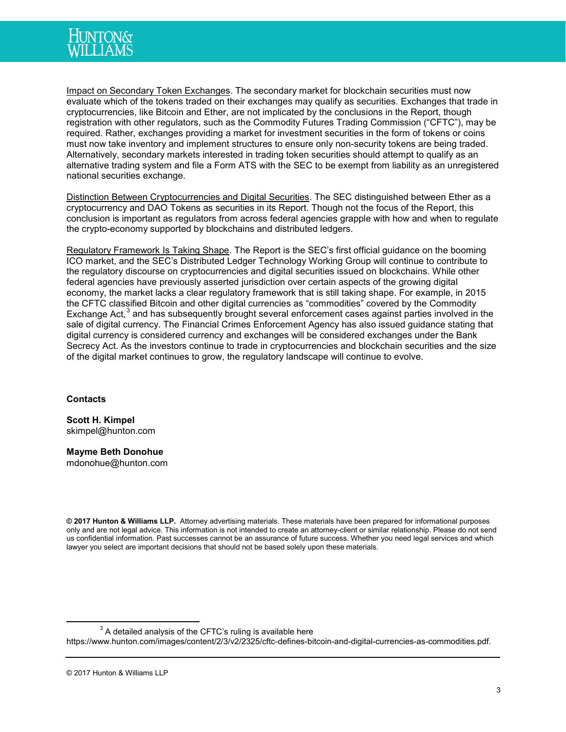Impact on Secondary Token Exchanges. The secondary market for blockchain securities must now evaluate which of the tokens traded on their exchanges may qualify as securities. Exchanges that trade in cryptocurrencies, like Bitcoin and Ether, are not implicated by the conclusions in the Report, though registration with other regulators, such as the Commodity Futures Trading Commission ("CFTC"), may be required. Rather, exchanges providing a market for investment securities in the form of tokens or coins must now take inventory and implement structures to ensure only non-security tokens are being traded. Alternatively, secondary markets interested in trading token securities should attempt to qualify as an alternative trading system and file a Form ATS with the SEC to be exempt from liability as an unregistered national securities exchange.

Distinction Between Cryptocurrencies and Digital Securities. The SEC distinguished between Ether as a cryptocurrency and DAO Tokens as securities in its Report. Though not the focus of the Report, this conclusion is important as regulators from across federal agencies grapple with how and when to regulate the crypto-economy supported by blockchains and distributed ledgers.

Regulatory Framework Is Taking Shape. The Report is the SEC's first official guidance on the booming ICO market, and the SEC's Distributed Ledger Technology Working Group will continue to contribute to the regulatory discourse on cryptocurrencies and digital securities issued on blockchains. While other federal agencies have previously asserted jurisdiction over certain aspects of the growing digital economy, the market lacks a clear regulatory framework that is still taking shape. For example, in 2015 the CFTC classified Bitcoin and other digital currencies as "commodities" covered by the Commodity Exchange Act,[3] and has subsequently brought several enforcement cases against parties involved in the sale of digital currency. The Financial Crimes Enforcement Agency has also issued guidance stating that digital currency is considered currency and exchanges will be considered exchanges under the Bank Secrecy Act. As the investors continue to trade in cryptocurrencies and blockchain securities and the size of the digital market continues to grow, the regulatory landscape will continue to evolve.

**Contacts**

**Scott H. Kimpel**
skimpel@hunton.com

**Mayme Beth Donohue**
mdonohue@hunton.com

**© 2017 Hunton & Williams LLP.** Attorney advertising materials. These materials have been prepared for informational purposes only and are not legal advice. This information is not intended to create an attorney-client or similar relationship. Please do not send us confidential information. Past successes cannot be an assurance of future success. Whether you need legal services and which lawyer you select are important decisions that should not be based solely upon these materials.

[3] A detailed analysis of the CFTC's ruling is available here https://www.hunton.com/images/content/2/3/v2/2325/cftc-defines-bitcoin-and-digital-currencies-as-commodities.pdf.